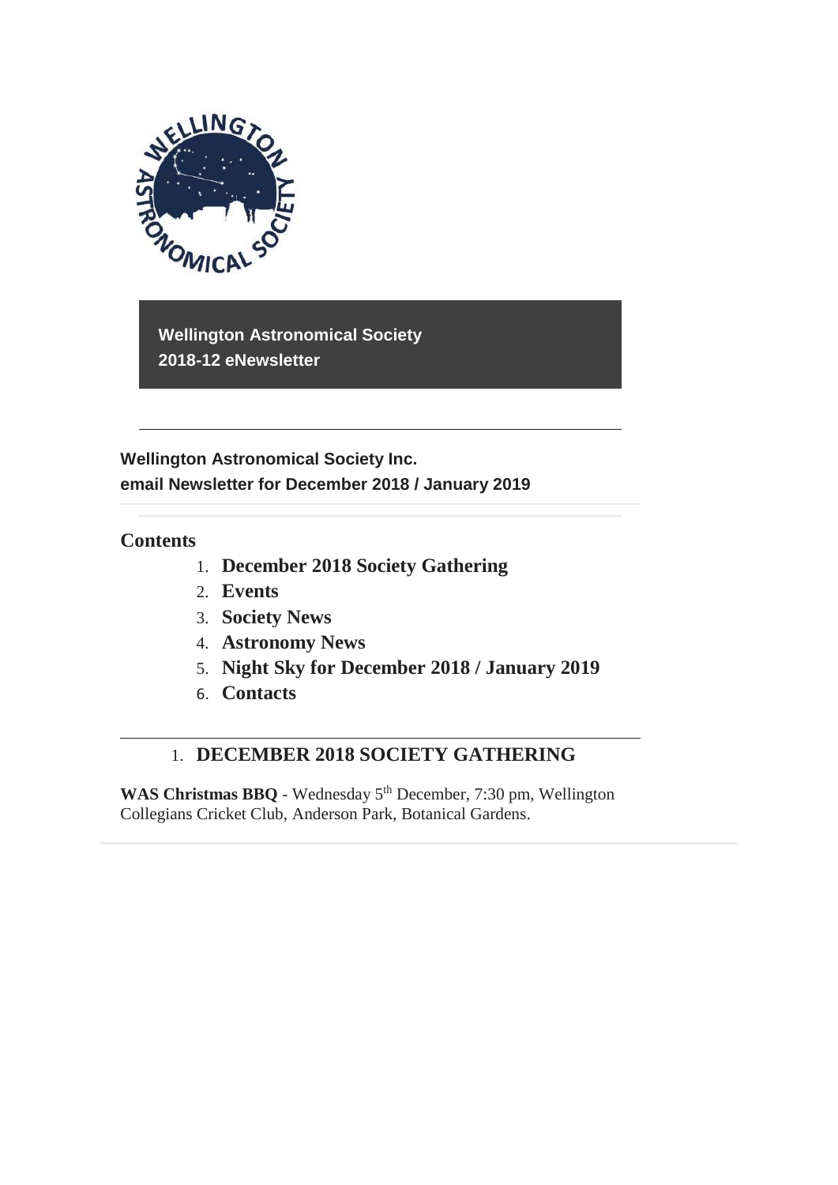**Wellington Astronomical Society**
**2018-12 eNewsletter**

---

**Wellington Astronomical Society Inc.**
**email Newsletter for December 2018 / January 2019**

## Contents

1. **December 2018 Society Gathering**
2. **Events**
3. **Society News**
4. **Astronomy News**
5. **Night Sky for December 2018 / January 2019**
6. **Contacts**

---

## 1. DECEMBER 2018 SOCIETY GATHERING

**WAS Christmas BBQ** - Wednesday 5th December, 7:30 pm, Wellington Collegians Cricket Club, Anderson Park, Botanical Gardens.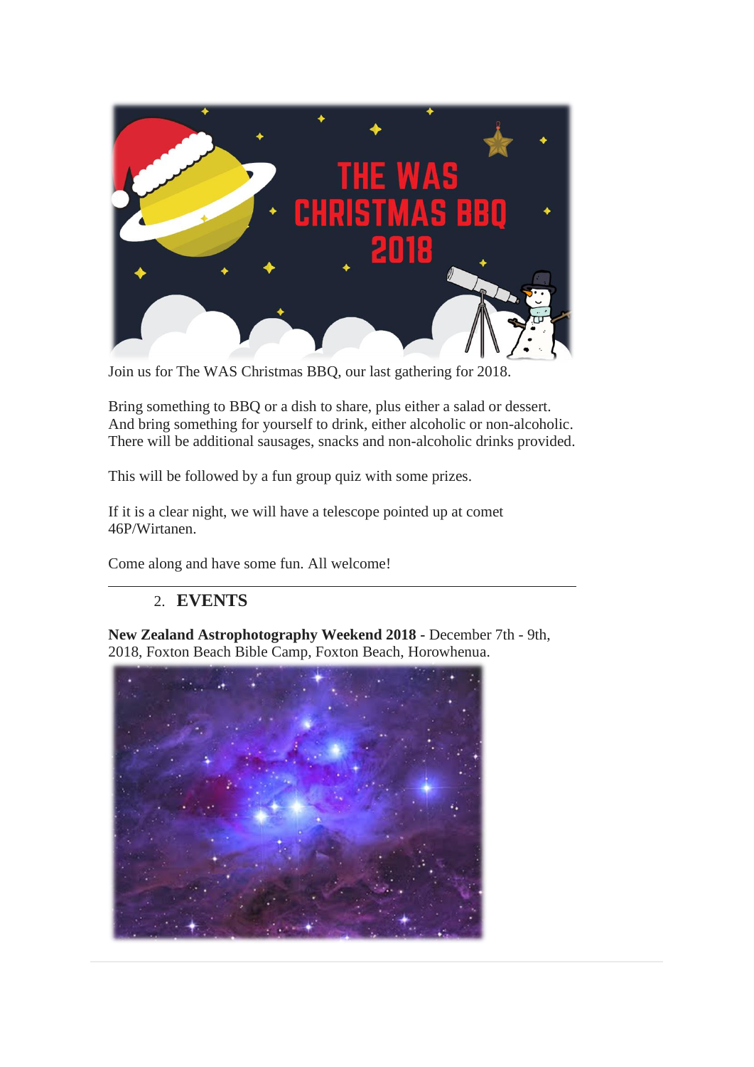Join us for The WAS Christmas BBQ, our last gathering for 2018.

Bring something to BBQ or a dish to share, plus either a salad or dessert. And bring something for yourself to drink, either alcoholic or non-alcoholic. There will be additional sausages, snacks and non-alcoholic drinks provided.

This will be followed by a fun group quiz with some prizes.

If it is a clear night, we will have a telescope pointed up at comet 46P/Wirtanen.

Come along and have some fun. All welcome!

---

## 2. EVENTS

**New Zealand Astrophotography Weekend 2018 -** December 7th - 9th, 2018, Foxton Beach Bible Camp, Foxton Beach, Horowhenua.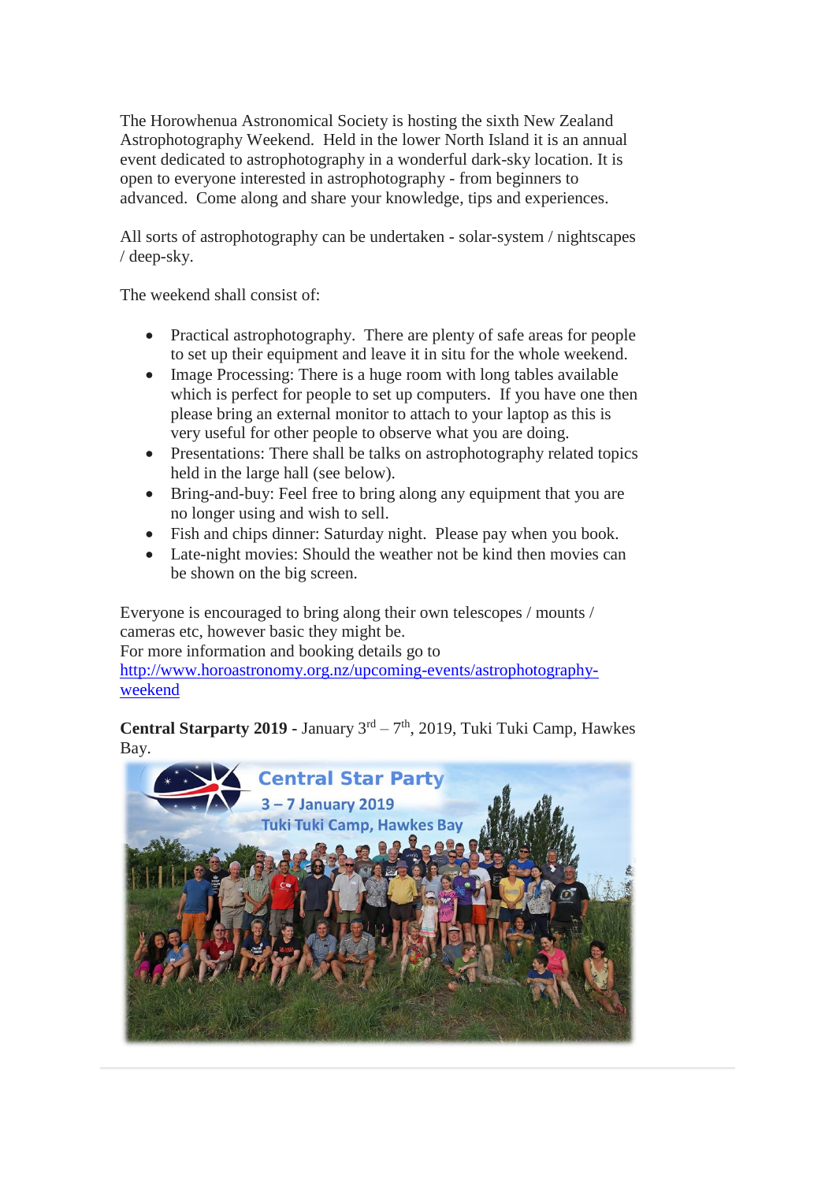The Horowhenua Astronomical Society is hosting the sixth New Zealand Astrophotography Weekend. Held in the lower North Island it is an annual event dedicated to astrophotography in a wonderful dark-sky location. It is open to everyone interested in astrophotography - from beginners to advanced. Come along and share your knowledge, tips and experiences.

All sorts of astrophotography can be undertaken - solar-system / nightscapes / deep-sky.

The weekend shall consist of:

- Practical astrophotography. There are plenty of safe areas for people to set up their equipment and leave it in situ for the whole weekend.
- Image Processing: There is a huge room with long tables available which is perfect for people to set up computers. If you have one then please bring an external monitor to attach to your laptop as this is very useful for other people to observe what you are doing.
- Presentations: There shall be talks on astrophotography related topics held in the large hall (see below).
- Bring-and-buy: Feel free to bring along any equipment that you are no longer using and wish to sell.
- Fish and chips dinner: Saturday night. Please pay when you book.
- Late-night movies: Should the weather not be kind then movies can be shown on the big screen.

Everyone is encouraged to bring along their own telescopes / mounts / cameras etc, however basic they might be.
For more information and booking details go to [http://www.horoastronomy.org.nz/upcoming-events/astrophotography-weekend](http://www.horoastronomy.org.nz/upcoming-events/astrophotography-weekend)

**Central Starparty 2019 -** January 3rd – 7th, 2019, Tuki Tuki Camp, Hawkes Bay.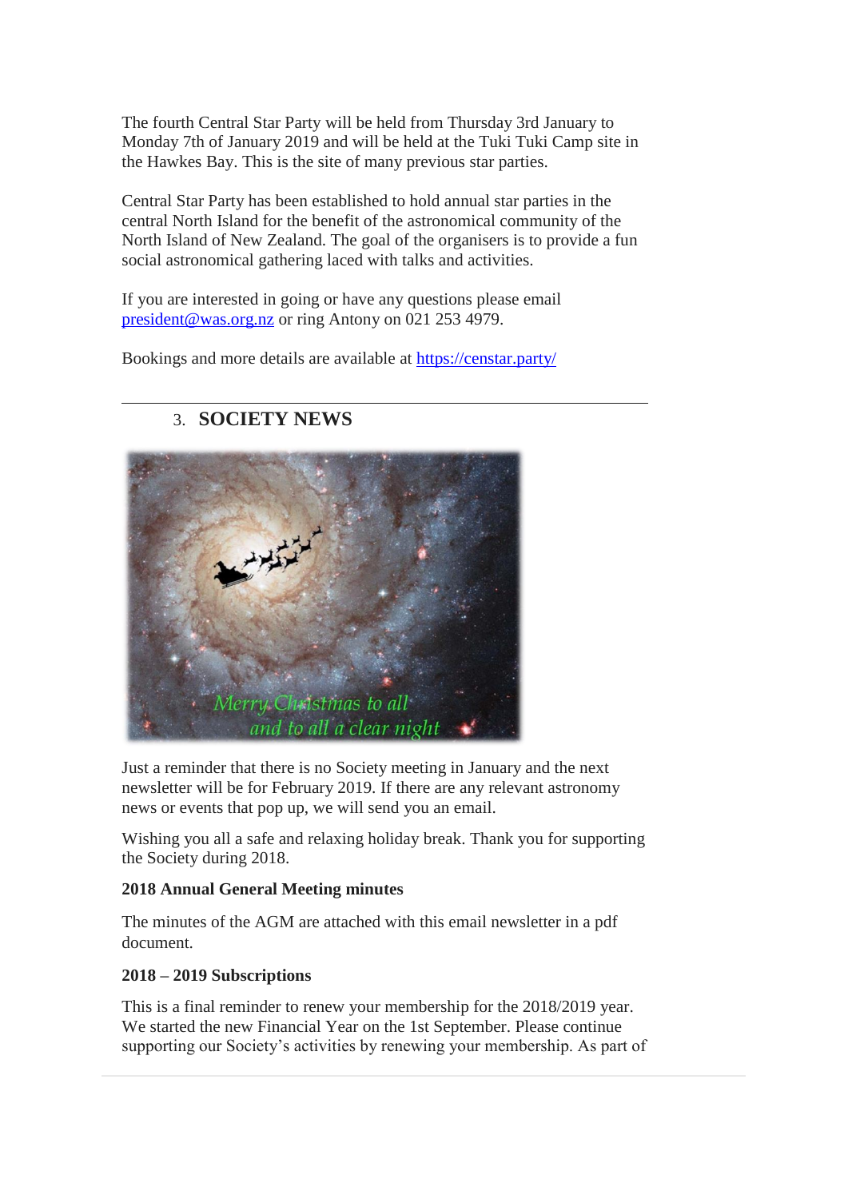The fourth Central Star Party will be held from Thursday 3rd January to Monday 7th of January 2019 and will be held at the Tuki Tuki Camp site in the Hawkes Bay. This is the site of many previous star parties.

Central Star Party has been established to hold annual star parties in the central North Island for the benefit of the astronomical community of the North Island of New Zealand. The goal of the organisers is to provide a fun social astronomical gathering laced with talks and activities.

If you are interested in going or have any questions please email [president@was.org.nz](mailto:president@was.org.nz) or ring Antony on 021 253 4979.

Bookings and more details are available at [https://censtar.party/](https://censtar.party/)

---

## 3. SOCIETY NEWS

Just a reminder that there is no Society meeting in January and the next newsletter will be for February 2019. If there are any relevant astronomy news or events that pop up, we will send you an email.

Wishing you all a safe and relaxing holiday break. Thank you for supporting the Society during 2018.

**2018 Annual General Meeting minutes**

The minutes of the AGM are attached with this email newsletter in a pdf document.

**2018 – 2019 Subscriptions**

This is a final reminder to renew your membership for the 2018/2019 year. We started the new Financial Year on the 1st September. Please continue supporting our Society's activities by renewing your membership. As part of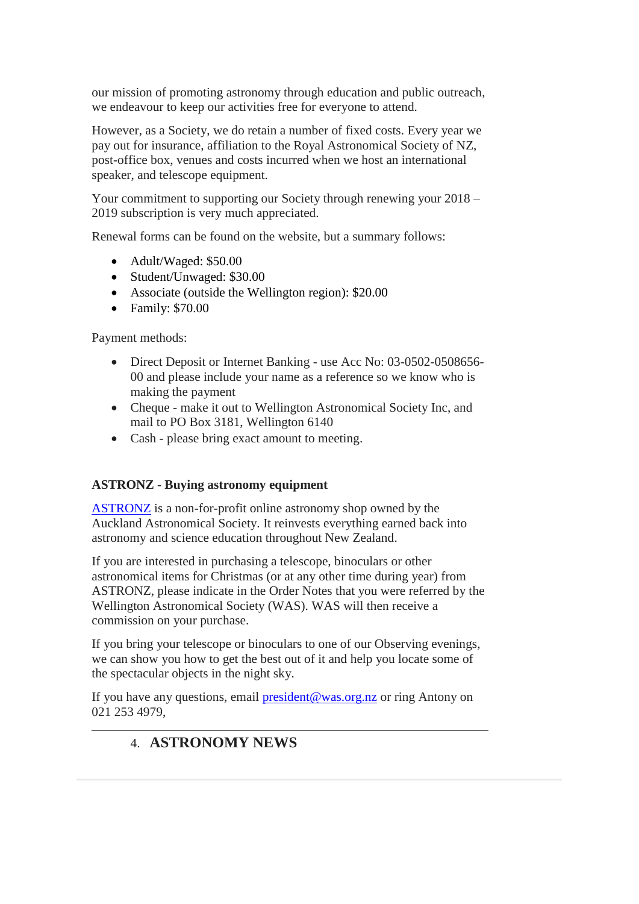our mission of promoting astronomy through education and public outreach, we endeavour to keep our activities free for everyone to attend.

However, as a Society, we do retain a number of fixed costs. Every year we pay out for insurance, affiliation to the Royal Astronomical Society of NZ, post-office box, venues and costs incurred when we host an international speaker, and telescope equipment.

Your commitment to supporting our Society through renewing your 2018 – 2019 subscription is very much appreciated.

Renewal forms can be found on the website, but a summary follows:

- Adult/Waged: $50.00
- Student/Unwaged: $30.00
- Associate (outside the Wellington region): $20.00
- Family: $70.00

Payment methods:

- Direct Deposit or Internet Banking - use Acc No: 03-0502-0508656-00 and please include your name as a reference so we know who is making the payment
- Cheque - make it out to Wellington Astronomical Society Inc, and mail to PO Box 3181, Wellington 6140
- Cash - please bring exact amount to meeting.

**ASTRONZ - Buying astronomy equipment**

ASTRONZ is a non-for-profit online astronomy shop owned by the Auckland Astronomical Society. It reinvests everything earned back into astronomy and science education throughout New Zealand.

If you are interested in purchasing a telescope, binoculars or other astronomical items for Christmas (or at any other time during year) from ASTRONZ, please indicate in the Order Notes that you were referred by the Wellington Astronomical Society (WAS). WAS will then receive a commission on your purchase.

If you bring your telescope or binoculars to one of our Observing evenings, we can show you how to get the best out of it and help you locate some of the spectacular objects in the night sky.

If you have any questions, email president@was.org.nz or ring Antony on 021 253 4979,

---

## 4. ASTRONOMY NEWS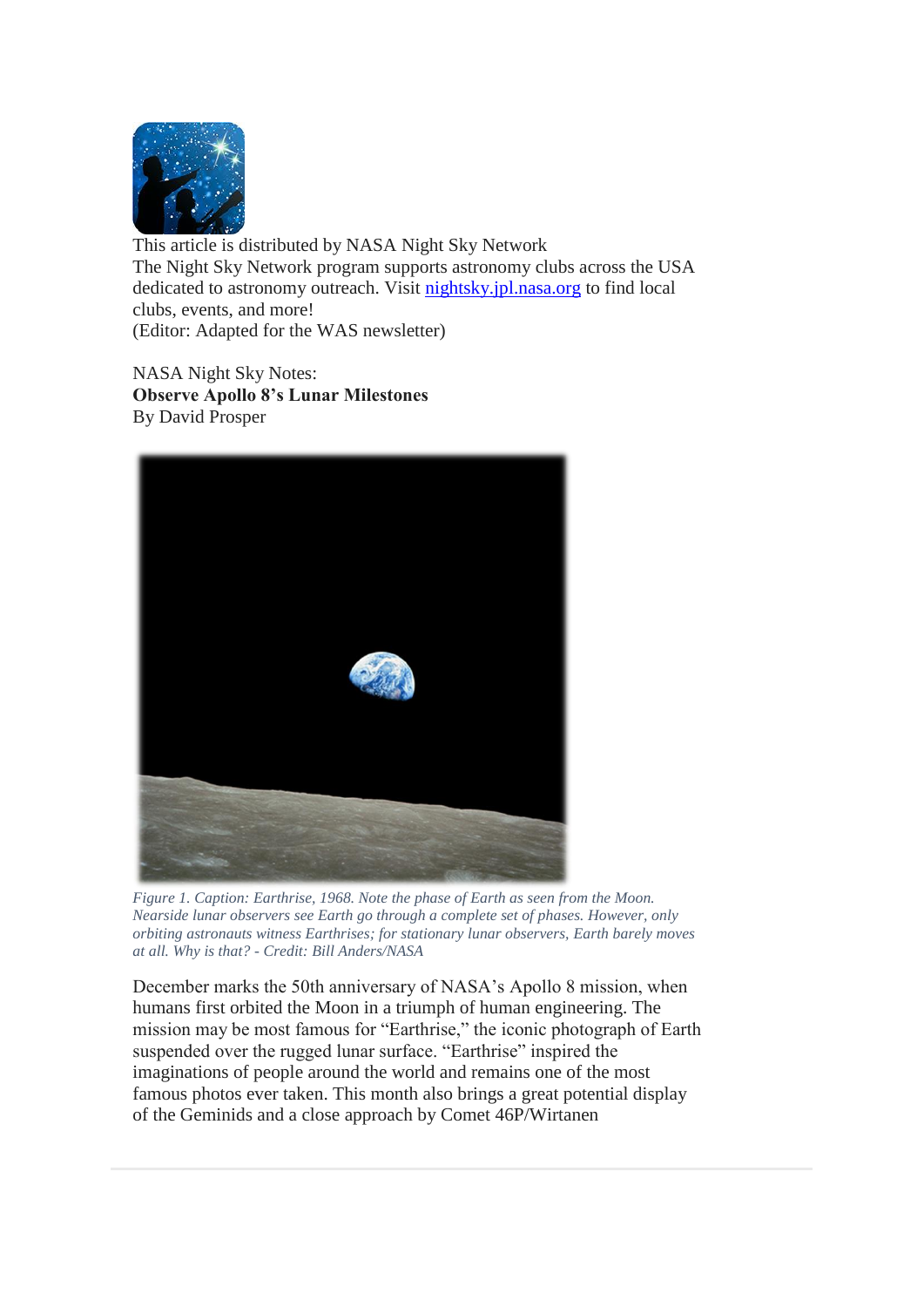This article is distributed by NASA Night Sky Network
The Night Sky Network program supports astronomy clubs across the USA dedicated to astronomy outreach. Visit [nightsky.jpl.nasa.org](nightsky.jpl.nasa.org) to find local clubs, events, and more!
(Editor: Adapted for the WAS newsletter)

NASA Night Sky Notes:
**Observe Apollo 8's Lunar Milestones**
By David Prosper

*Figure 1. Caption: Earthrise, 1968. Note the phase of Earth as seen from the Moon. Nearside lunar observers see Earth go through a complete set of phases. However, only orbiting astronauts witness Earthrises; for stationary lunar observers, Earth barely moves at all. Why is that? - Credit: Bill Anders/NASA*

December marks the 50th anniversary of NASA's Apollo 8 mission, when humans first orbited the Moon in a triumph of human engineering. The mission may be most famous for "Earthrise," the iconic photograph of Earth suspended over the rugged lunar surface. "Earthrise" inspired the imaginations of people around the world and remains one of the most famous photos ever taken. This month also brings a great potential display of the Geminids and a close approach by Comet 46P/Wirtanen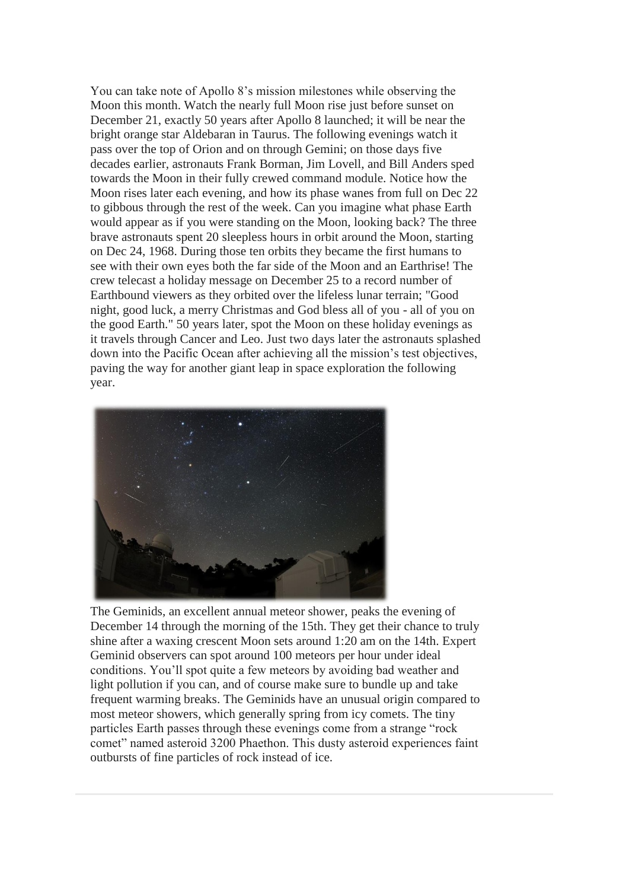You can take note of Apollo 8's mission milestones while observing the Moon this month. Watch the nearly full Moon rise just before sunset on December 21, exactly 50 years after Apollo 8 launched; it will be near the bright orange star Aldebaran in Taurus. The following evenings watch it pass over the top of Orion and on through Gemini; on those days five decades earlier, astronauts Frank Borman, Jim Lovell, and Bill Anders sped towards the Moon in their fully crewed command module. Notice how the Moon rises later each evening, and how its phase wanes from full on Dec 22 to gibbous through the rest of the week. Can you imagine what phase Earth would appear as if you were standing on the Moon, looking back? The three brave astronauts spent 20 sleepless hours in orbit around the Moon, starting on Dec 24, 1968. During those ten orbits they became the first humans to see with their own eyes both the far side of the Moon and an Earthrise! The crew telecast a holiday message on December 25 to a record number of Earthbound viewers as they orbited over the lifeless lunar terrain; "Good night, good luck, a merry Christmas and God bless all of you - all of you on the good Earth." 50 years later, spot the Moon on these holiday evenings as it travels through Cancer and Leo. Just two days later the astronauts splashed down into the Pacific Ocean after achieving all the mission's test objectives, paving the way for another giant leap in space exploration the following year.

The Geminids, an excellent annual meteor shower, peaks the evening of December 14 through the morning of the 15th. They get their chance to truly shine after a waxing crescent Moon sets around 1:20 am on the 14th. Expert Geminid observers can spot around 100 meteors per hour under ideal conditions. You'll spot quite a few meteors by avoiding bad weather and light pollution if you can, and of course make sure to bundle up and take frequent warming breaks. The Geminids have an unusual origin compared to most meteor showers, which generally spring from icy comets. The tiny particles Earth passes through these evenings come from a strange "rock comet" named asteroid 3200 Phaethon. This dusty asteroid experiences faint outbursts of fine particles of rock instead of ice.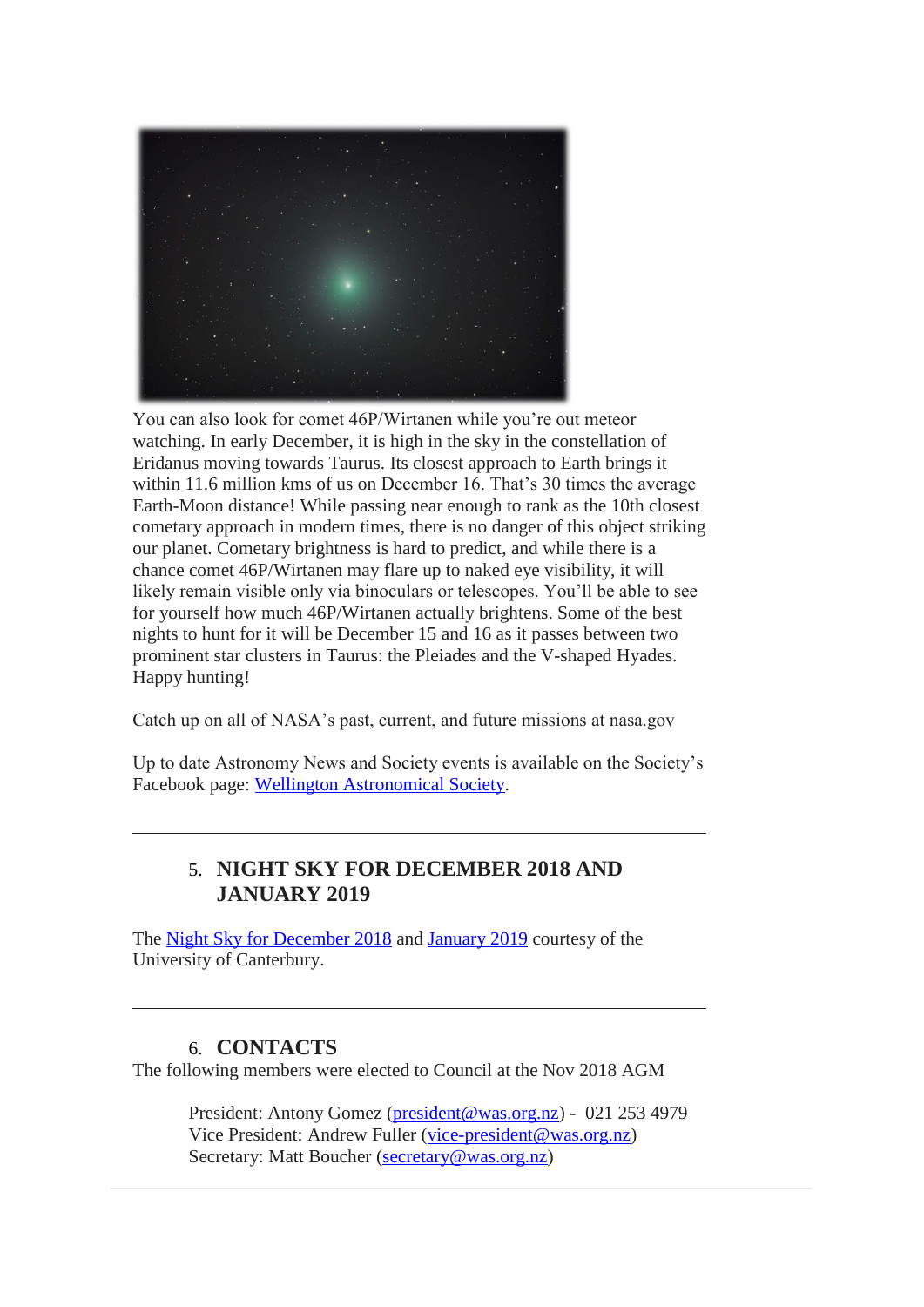You can also look for comet 46P/Wirtanen while you're out meteor watching. In early December, it is high in the sky in the constellation of Eridanus moving towards Taurus. Its closest approach to Earth brings it within 11.6 million kms of us on December 16. That's 30 times the average Earth-Moon distance! While passing near enough to rank as the 10th closest cometary approach in modern times, there is no danger of this object striking our planet. Cometary brightness is hard to predict, and while there is a chance comet 46P/Wirtanen may flare up to naked eye visibility, it will likely remain visible only via binoculars or telescopes. You'll be able to see for yourself how much 46P/Wirtanen actually brightens. Some of the best nights to hunt for it will be December 15 and 16 as it passes between two prominent star clusters in Taurus: the Pleiades and the V-shaped Hyades. Happy hunting!

Catch up on all of NASA's past, current, and future missions at nasa.gov

Up to date Astronomy News and Society events is available on the Society's Facebook page: Wellington Astronomical Society.

---

## 5. NIGHT SKY FOR DECEMBER 2018 AND JANUARY 2019

The Night Sky for December 2018 and January 2019 courtesy of the University of Canterbury.

---

## 6. CONTACTS

The following members were elected to Council at the Nov 2018 AGM

President: Antony Gomez (president@was.org.nz) - 021 253 4979
Vice President: Andrew Fuller (vice-president@was.org.nz)
Secretary: Matt Boucher (secretary@was.org.nz)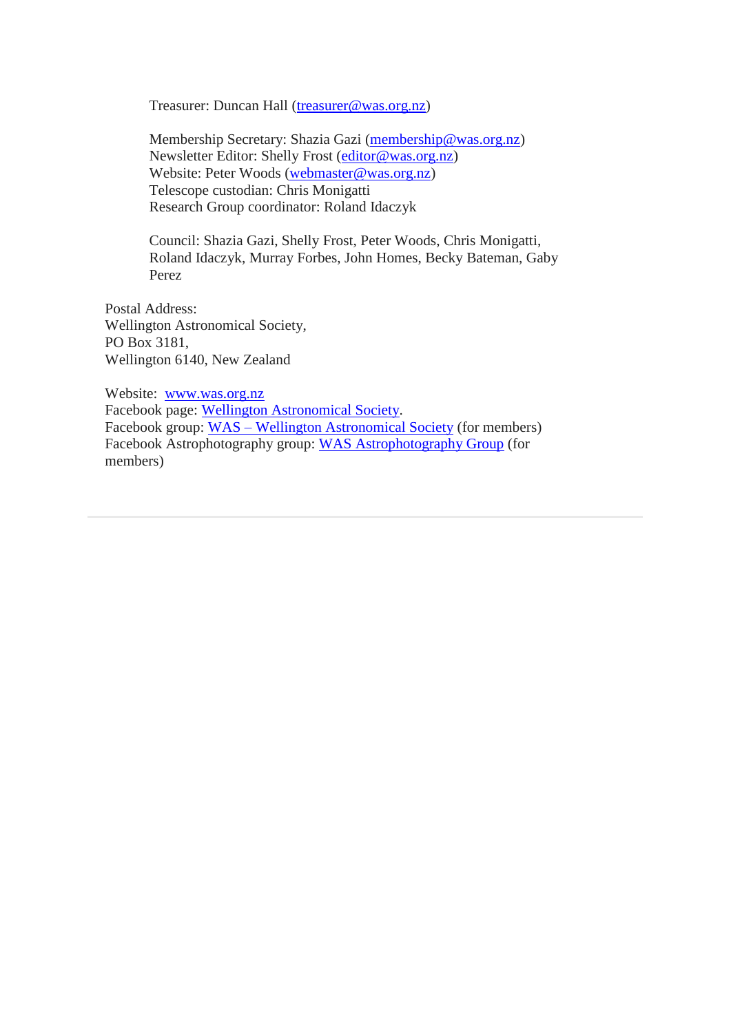Treasurer: Duncan Hall (treasurer@was.org.nz)

Membership Secretary: Shazia Gazi (membership@was.org.nz)
Newsletter Editor: Shelly Frost (editor@was.org.nz)
Website: Peter Woods (webmaster@was.org.nz)
Telescope custodian: Chris Monigatti
Research Group coordinator: Roland Idaczyk

Council: Shazia Gazi, Shelly Frost, Peter Woods, Chris Monigatti, Roland Idaczyk, Murray Forbes, John Homes, Becky Bateman, Gaby Perez

Postal Address:
Wellington Astronomical Society,
PO Box 3181,
Wellington 6140, New Zealand

Website: www.was.org.nz
Facebook page: Wellington Astronomical Society.
Facebook group: WAS – Wellington Astronomical Society (for members)
Facebook Astrophotography group: WAS Astrophotography Group (for members)

---